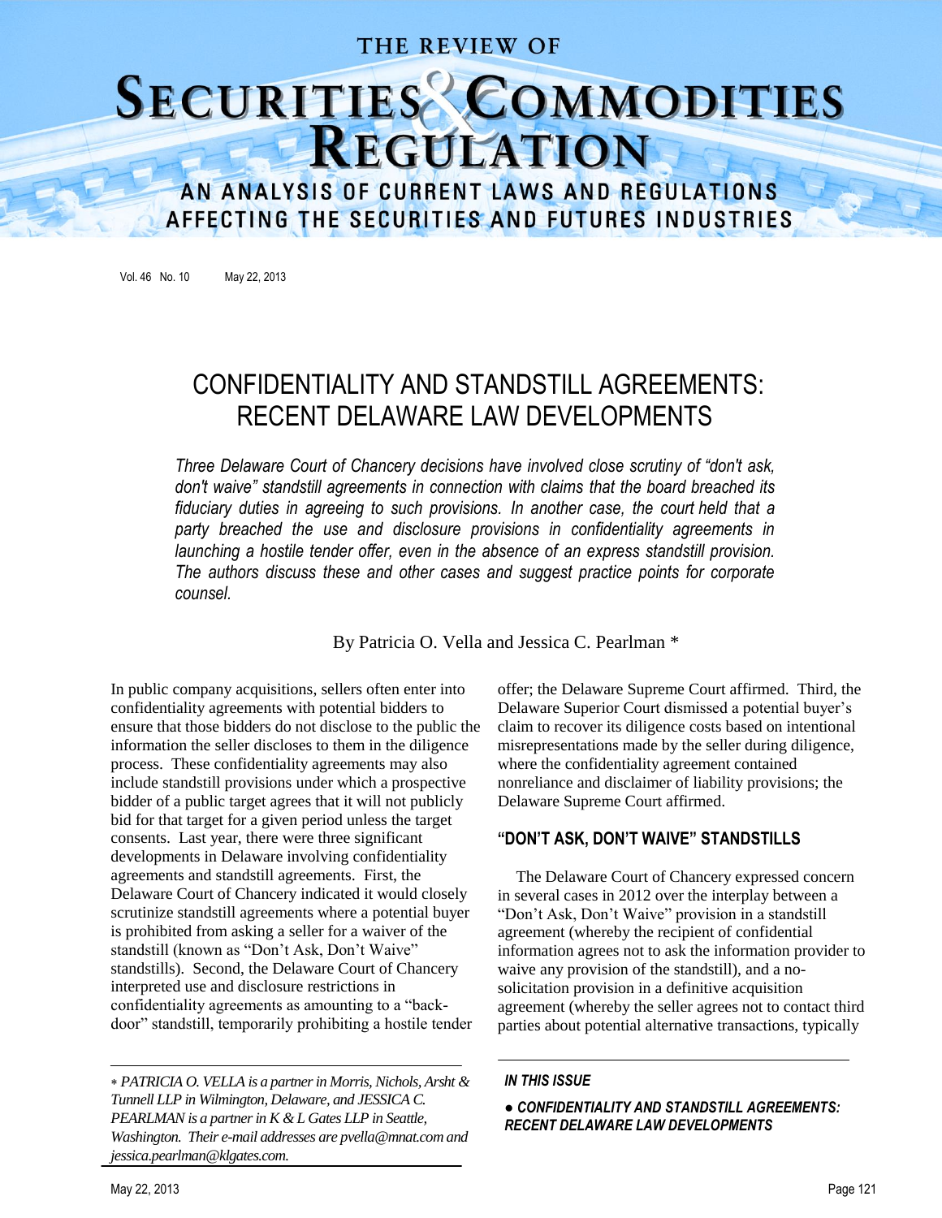# THE REVIEW OF SECURITIES & COMMODITIES REGULATION

AN ANALYSIS OF CURRENT LAWS AND REGULATIONS AFFECTING THE SECURITIES AND FUTURES INDUSTRIES

Vol. 46 No. 10 May 22, 2013

## CONFIDENTIALITY AND STANDSTILL AGREEMENTS: RECENT DELAWARE LAW DEVELOPMENTS

*Three Delaware Court of Chancery decisions have involved close scrutiny of "don't ask, don't waive" standstill agreements in connection with claims that the board breached its fiduciary duties in agreeing to such provisions. In another case, the court held that a party breached the use and disclosure provisions in confidentiality agreements in launching a hostile tender offer, even in the absence of an express standstill provision. The authors discuss these and other cases and suggest practice points for corporate counsel.*

By Patricia O. Vella and Jessica C. Pearlman *

In public company acquisitions, sellers often enter into confidentiality agreements with potential bidders to ensure that those bidders do not disclose to the public the information the seller discloses to them in the diligence process. These confidentiality agreements may also include standstill provisions under which a prospective bidder of a public target agrees that it will not publicly bid for that target for a given period unless the target consents. Last year, there were three significant developments in Delaware involving confidentiality agreements and standstill agreements. First, the Delaware Court of Chancery indicated it would closely scrutinize standstill agreements where a potential buyer is prohibited from asking a seller for a waiver of the standstill (known as "Don't Ask, Don't Waive" standstills). Second, the Delaware Court of Chancery interpreted use and disclosure restrictions in confidentiality agreements as amounting to a "back-door" standstill, temporarily prohibiting a hostile tender offer; the Delaware Supreme Court affirmed. Third, the Delaware Superior Court dismissed a potential buyer's claim to recover its diligence costs based on intentional misrepresentations made by the seller during diligence, where the confidentiality agreement contained nonreliance and disclaimer of liability provisions; the Delaware Supreme Court affirmed.

### "DON'T ASK, DON'T WAIVE" STANDSTILLS

The Delaware Court of Chancery expressed concern in several cases in 2012 over the interplay between a "Don't Ask, Don't Waive" provision in a standstill agreement (whereby the recipient of confidential information agrees not to ask the information provider to waive any provision of the standstill), and a no-solicitation provision in a definitive acquisition agreement (whereby the seller agrees not to contact third parties about potential alternative transactions, typically

\* *PATRICIA O. VELLA is a partner in Morris, Nichols, Arsht & Tunnell LLP in Wilmington, Delaware, and JESSICA C. PEARLMAN is a partner in K & L Gates LLP in Seattle, Washington. Their e-mail addresses are pvella@mnat.com and jessica.pearlman@klgates.com.*

***IN THIS ISSUE***

***● CONFIDENTIALITY AND STANDSTILL AGREEMENTS: RECENT DELAWARE LAW DEVELOPMENTS***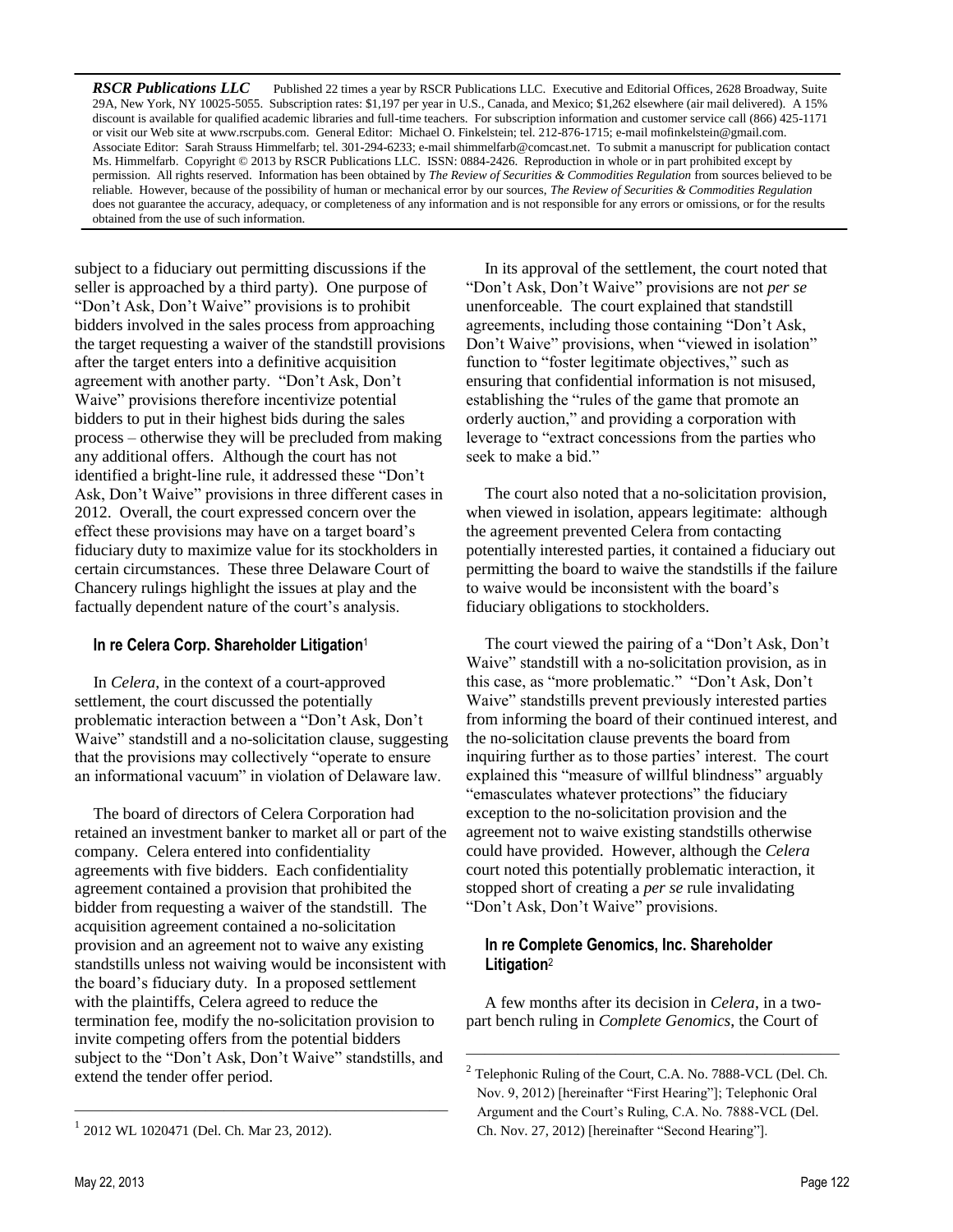subject to a fiduciary out permitting discussions if the seller is approached by a third party). One purpose of "Don't Ask, Don't Waive" provisions is to prohibit bidders involved in the sales process from approaching the target requesting a waiver of the standstill provisions after the target enters into a definitive acquisition agreement with another party. "Don't Ask, Don't Waive" provisions therefore incentivize potential bidders to put in their highest bids during the sales process – otherwise they will be precluded from making any additional offers. Although the court has not identified a bright-line rule, it addressed these "Don't Ask, Don't Waive" provisions in three different cases in 2012. Overall, the court expressed concern over the effect these provisions may have on a target board's fiduciary duty to maximize value for its stockholders in certain circumstances. These three Delaware Court of Chancery rulings highlight the issues at play and the factually dependent nature of the court's analysis.

### In re Celera Corp. Shareholder Litigation[1]

In *Celera*, in the context of a court-approved settlement, the court discussed the potentially problematic interaction between a "Don't Ask, Don't Waive" standstill and a no-solicitation clause, suggesting that the provisions may collectively "operate to ensure an informational vacuum" in violation of Delaware law.

The board of directors of Celera Corporation had retained an investment banker to market all or part of the company. Celera entered into confidentiality agreements with five bidders. Each confidentiality agreement contained a provision that prohibited the bidder from requesting a waiver of the standstill. The acquisition agreement contained a no-solicitation provision and an agreement not to waive any existing standstills unless not waiving would be inconsistent with the board's fiduciary duty. In a proposed settlement with the plaintiffs, Celera agreed to reduce the termination fee, modify the no-solicitation provision to invite competing offers from the potential bidders subject to the "Don't Ask, Don't Waive" standstills, and extend the tender offer period.

In its approval of the settlement, the court noted that "Don't Ask, Don't Waive" provisions are not *per se* unenforceable. The court explained that standstill agreements, including those containing "Don't Ask, Don't Waive" provisions, when "viewed in isolation" function to "foster legitimate objectives," such as ensuring that confidential information is not misused, establishing the "rules of the game that promote an orderly auction," and providing a corporation with leverage to "extract concessions from the parties who seek to make a bid."

The court also noted that a no-solicitation provision, when viewed in isolation, appears legitimate: although the agreement prevented Celera from contacting potentially interested parties, it contained a fiduciary out permitting the board to waive the standstills if the failure to waive would be inconsistent with the board's fiduciary obligations to stockholders.

The court viewed the pairing of a "Don't Ask, Don't Waive" standstill with a no-solicitation provision, as in this case, as "more problematic." "Don't Ask, Don't Waive" standstills prevent previously interested parties from informing the board of their continued interest, and the no-solicitation clause prevents the board from inquiring further as to those parties' interest. The court explained this "measure of willful blindness" arguably "emasculates whatever protections" the fiduciary exception to the no-solicitation provision and the agreement not to waive existing standstills otherwise could have provided. However, although the *Celera* court noted this potentially problematic interaction, it stopped short of creating a *per se* rule invalidating "Don't Ask, Don't Waive" provisions.

### In re Complete Genomics, Inc. Shareholder Litigation[2]

A few months after its decision in *Celera*, in a two-part bench ruling in *Complete Genomics*, the Court of

[1] 2012 WL 1020471 (Del. Ch. Mar 23, 2012).

[2] Telephonic Ruling of the Court, C.A. No. 7888-VCL (Del. Ch. Nov. 9, 2012) [hereinafter "First Hearing"]; Telephonic Oral Argument and the Court's Ruling, C.A. No. 7888-VCL (Del. Ch. Nov. 27, 2012) [hereinafter "Second Hearing"].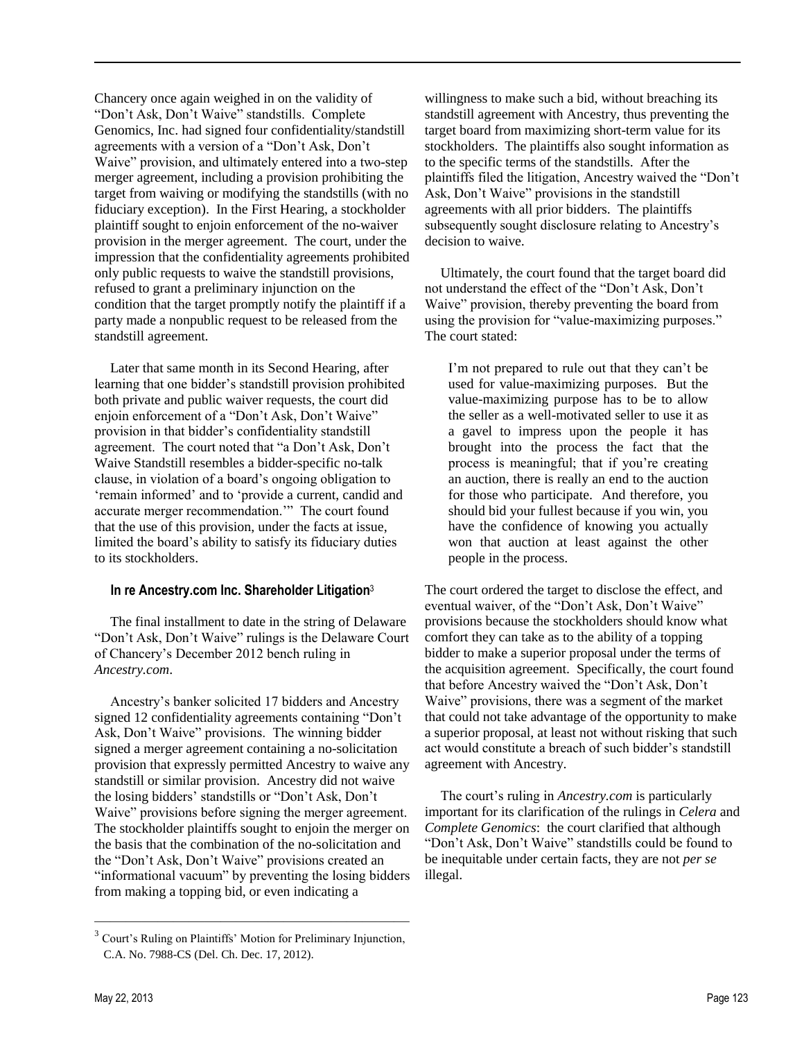Chancery once again weighed in on the validity of "Don't Ask, Don't Waive" standstills. Complete Genomics, Inc. had signed four confidentiality/standstill agreements with a version of a "Don't Ask, Don't Waive" provision, and ultimately entered into a two-step merger agreement, including a provision prohibiting the target from waiving or modifying the standstills (with no fiduciary exception). In the First Hearing, a stockholder plaintiff sought to enjoin enforcement of the no-waiver provision in the merger agreement. The court, under the impression that the confidentiality agreements prohibited only public requests to waive the standstill provisions, refused to grant a preliminary injunction on the condition that the target promptly notify the plaintiff if a party made a nonpublic request to be released from the standstill agreement.

Later that same month in its Second Hearing, after learning that one bidder's standstill provision prohibited both private and public waiver requests, the court did enjoin enforcement of a "Don't Ask, Don't Waive" provision in that bidder's confidentiality standstill agreement. The court noted that "a Don't Ask, Don't Waive Standstill resembles a bidder-specific no-talk clause, in violation of a board's ongoing obligation to 'remain informed' and to 'provide a current, candid and accurate merger recommendation.'" The court found that the use of this provision, under the facts at issue, limited the board's ability to satisfy its fiduciary duties to its stockholders.

### In re Ancestry.com Inc. Shareholder Litigation[3]

The final installment to date in the string of Delaware "Don't Ask, Don't Waive" rulings is the Delaware Court of Chancery's December 2012 bench ruling in *Ancestry.com*.

Ancestry's banker solicited 17 bidders and Ancestry signed 12 confidentiality agreements containing "Don't Ask, Don't Waive" provisions. The winning bidder signed a merger agreement containing a no-solicitation provision that expressly permitted Ancestry to waive any standstill or similar provision. Ancestry did not waive the losing bidders' standstills or "Don't Ask, Don't Waive" provisions before signing the merger agreement. The stockholder plaintiffs sought to enjoin the merger on the basis that the combination of the no-solicitation and the "Don't Ask, Don't Waive" provisions created an "informational vacuum" by preventing the losing bidders from making a topping bid, or even indicating a willingness to make such a bid, without breaching its standstill agreement with Ancestry, thus preventing the target board from maximizing short-term value for its stockholders. The plaintiffs also sought information as to the specific terms of the standstills. After the plaintiffs filed the litigation, Ancestry waived the "Don't Ask, Don't Waive" provisions in the standstill agreements with all prior bidders. The plaintiffs subsequently sought disclosure relating to Ancestry's decision to waive.

Ultimately, the court found that the target board did not understand the effect of the "Don't Ask, Don't Waive" provision, thereby preventing the board from using the provision for "value-maximizing purposes." The court stated:

> I'm not prepared to rule out that they can't be used for value-maximizing purposes. But the value-maximizing purpose has to be to allow the seller as a well-motivated seller to use it as a gavel to impress upon the people it has brought into the process the fact that the process is meaningful; that if you're creating an auction, there is really an end to the auction for those who participate. And therefore, you should bid your fullest because if you win, you have the confidence of knowing you actually won that auction at least against the other people in the process.

The court ordered the target to disclose the effect, and eventual waiver, of the "Don't Ask, Don't Waive" provisions because the stockholders should know what comfort they can take as to the ability of a topping bidder to make a superior proposal under the terms of the acquisition agreement. Specifically, the court found that before Ancestry waived the "Don't Ask, Don't Waive" provisions, there was a segment of the market that could not take advantage of the opportunity to make a superior proposal, at least not without risking that such act would constitute a breach of such bidder's standstill agreement with Ancestry.

The court's ruling in *Ancestry.com* is particularly important for its clarification of the rulings in *Celera* and *Complete Genomics*: the court clarified that although "Don't Ask, Don't Waive" standstills could be found to be inequitable under certain facts, they are not *per se* illegal.

---

[3] Court's Ruling on Plaintiffs' Motion for Preliminary Injunction, C.A. No. 7988-CS (Del. Ch. Dec. 17, 2012).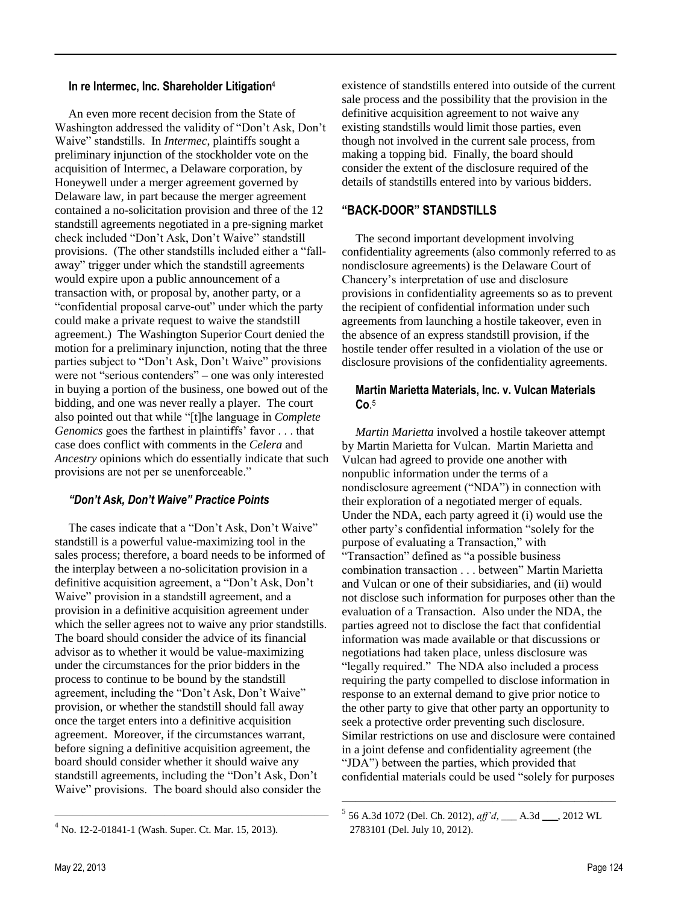### In re Intermec, Inc. Shareholder Litigation[4]

An even more recent decision from the State of Washington addressed the validity of "Don't Ask, Don't Waive" standstills. In *Intermec*, plaintiffs sought a preliminary injunction of the stockholder vote on the acquisition of Intermec, a Delaware corporation, by Honeywell under a merger agreement governed by Delaware law, in part because the merger agreement contained a no-solicitation provision and three of the 12 standstill agreements negotiated in a pre-signing market check included "Don't Ask, Don't Waive" standstill provisions. (The other standstills included either a "fall-away" trigger under which the standstill agreements would expire upon a public announcement of a transaction with, or proposal by, another party, or a "confidential proposal carve-out" under which the party could make a private request to waive the standstill agreement.) The Washington Superior Court denied the motion for a preliminary injunction, noting that the three parties subject to "Don't Ask, Don't Waive" provisions were not "serious contenders" – one was only interested in buying a portion of the business, one bowed out of the bidding, and one was never really a player. The court also pointed out that while "[t]he language in *Complete Genomics* goes the farthest in plaintiffs' favor . . . that case does conflict with comments in the *Celera* and *Ancestry* opinions which do essentially indicate that such provisions are not per se unenforceable."

#### *"Don't Ask, Don't Waive" Practice Points*

The cases indicate that a "Don't Ask, Don't Waive" standstill is a powerful value-maximizing tool in the sales process; therefore, a board needs to be informed of the interplay between a no-solicitation provision in a definitive acquisition agreement, a "Don't Ask, Don't Waive" provision in a standstill agreement, and a provision in a definitive acquisition agreement under which the seller agrees not to waive any prior standstills. The board should consider the advice of its financial advisor as to whether it would be value-maximizing under the circumstances for the prior bidders in the process to continue to be bound by the standstill agreement, including the "Don't Ask, Don't Waive" provision, or whether the standstill should fall away once the target enters into a definitive acquisition agreement. Moreover, if the circumstances warrant, before signing a definitive acquisition agreement, the board should consider whether it should waive any standstill agreements, including the "Don't Ask, Don't Waive" provisions. The board should also consider the existence of standstills entered into outside of the current sale process and the possibility that the provision in the definitive acquisition agreement to not waive any existing standstills would limit those parties, even though not involved in the current sale process, from making a topping bid. Finally, the board should consider the extent of the disclosure required of the details of standstills entered into by various bidders.

## "BACK-DOOR" STANDSTILLS

The second important development involving confidentiality agreements (also commonly referred to as nondisclosure agreements) is the Delaware Court of Chancery's interpretation of use and disclosure provisions in confidentiality agreements so as to prevent the recipient of confidential information under such agreements from launching a hostile takeover, even in the absence of an express standstill provision, if the hostile tender offer resulted in a violation of the use or disclosure provisions of the confidentiality agreements.

### Martin Marietta Materials, Inc. v. Vulcan Materials Co.[5]

*Martin Marietta* involved a hostile takeover attempt by Martin Marietta for Vulcan. Martin Marietta and Vulcan had agreed to provide one another with nonpublic information under the terms of a nondisclosure agreement ("NDA") in connection with their exploration of a negotiated merger of equals. Under the NDA, each party agreed it (i) would use the other party's confidential information "solely for the purpose of evaluating a Transaction," with "Transaction" defined as "a possible business combination transaction . . . between" Martin Marietta and Vulcan or one of their subsidiaries, and (ii) would not disclose such information for purposes other than the evaluation of a Transaction. Also under the NDA, the parties agreed not to disclose the fact that confidential information was made available or that discussions or negotiations had taken place, unless disclosure was "legally required." The NDA also included a process requiring the party compelled to disclose information in response to an external demand to give prior notice to the other party to give that other party an opportunity to seek a protective order preventing such disclosure. Similar restrictions on use and disclosure were contained in a joint defense and confidentiality agreement (the "JDA") between the parties, which provided that confidential materials could be used "solely for purposes

---

[4] No. 12-2-01841-1 (Wash. Super. Ct. Mar. 15, 2013).

[5] 56 A.3d 1072 (Del. Ch. 2012), *aff'd*, ___ A.3d ___, 2012 WL 2783101 (Del. July 10, 2012).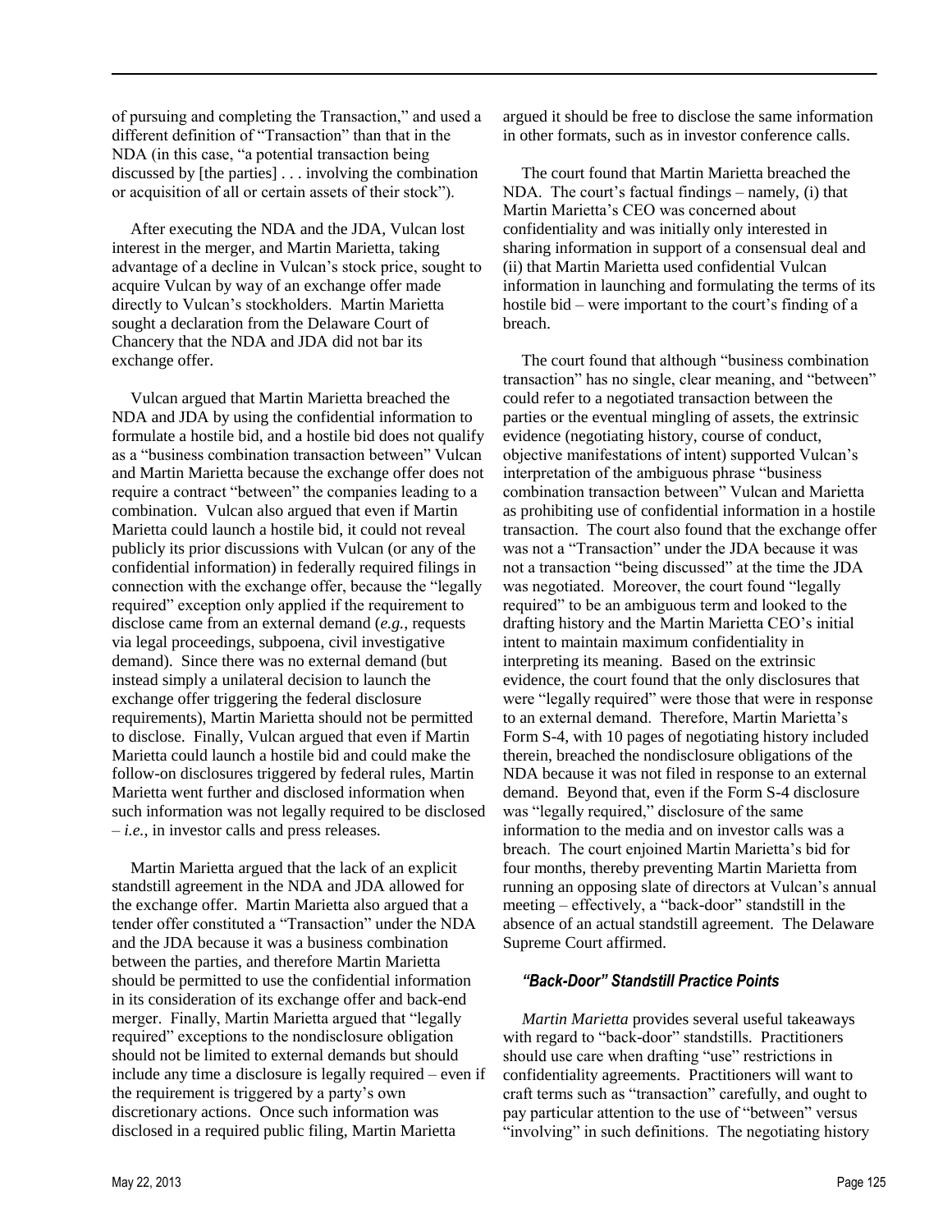of pursuing and completing the Transaction," and used a different definition of "Transaction" than that in the NDA (in this case, "a potential transaction being discussed by [the parties] . . . involving the combination or acquisition of all or certain assets of their stock").

After executing the NDA and the JDA, Vulcan lost interest in the merger, and Martin Marietta, taking advantage of a decline in Vulcan's stock price, sought to acquire Vulcan by way of an exchange offer made directly to Vulcan's stockholders. Martin Marietta sought a declaration from the Delaware Court of Chancery that the NDA and JDA did not bar its exchange offer.

Vulcan argued that Martin Marietta breached the NDA and JDA by using the confidential information to formulate a hostile bid, and a hostile bid does not qualify as a "business combination transaction between" Vulcan and Martin Marietta because the exchange offer does not require a contract "between" the companies leading to a combination. Vulcan also argued that even if Martin Marietta could launch a hostile bid, it could not reveal publicly its prior discussions with Vulcan (or any of the confidential information) in federally required filings in connection with the exchange offer, because the "legally required" exception only applied if the requirement to disclose came from an external demand (*e.g.*, requests via legal proceedings, subpoena, civil investigative demand). Since there was no external demand (but instead simply a unilateral decision to launch the exchange offer triggering the federal disclosure requirements), Martin Marietta should not be permitted to disclose. Finally, Vulcan argued that even if Martin Marietta could launch a hostile bid and could make the follow-on disclosures triggered by federal rules, Martin Marietta went further and disclosed information when such information was not legally required to be disclosed – *i.e.*, in investor calls and press releases.

Martin Marietta argued that the lack of an explicit standstill agreement in the NDA and JDA allowed for the exchange offer. Martin Marietta also argued that a tender offer constituted a "Transaction" under the NDA and the JDA because it was a business combination between the parties, and therefore Martin Marietta should be permitted to use the confidential information in its consideration of its exchange offer and back-end merger. Finally, Martin Marietta argued that "legally required" exceptions to the nondisclosure obligation should not be limited to external demands but should include any time a disclosure is legally required – even if the requirement is triggered by a party's own discretionary actions. Once such information was disclosed in a required public filing, Martin Marietta argued it should be free to disclose the same information in other formats, such as in investor conference calls.

The court found that Martin Marietta breached the NDA. The court's factual findings – namely, (i) that Martin Marietta's CEO was concerned about confidentiality and was initially only interested in sharing information in support of a consensual deal and (ii) that Martin Marietta used confidential Vulcan information in launching and formulating the terms of its hostile bid – were important to the court's finding of a breach.

The court found that although "business combination transaction" has no single, clear meaning, and "between" could refer to a negotiated transaction between the parties or the eventual mingling of assets, the extrinsic evidence (negotiating history, course of conduct, objective manifestations of intent) supported Vulcan's interpretation of the ambiguous phrase "business combination transaction between" Vulcan and Marietta as prohibiting use of confidential information in a hostile transaction. The court also found that the exchange offer was not a "Transaction" under the JDA because it was not a transaction "being discussed" at the time the JDA was negotiated. Moreover, the court found "legally required" to be an ambiguous term and looked to the drafting history and the Martin Marietta CEO's initial intent to maintain maximum confidentiality in interpreting its meaning. Based on the extrinsic evidence, the court found that the only disclosures that were "legally required" were those that were in response to an external demand. Therefore, Martin Marietta's Form S-4, with 10 pages of negotiating history included therein, breached the nondisclosure obligations of the NDA because it was not filed in response to an external demand. Beyond that, even if the Form S-4 disclosure was "legally required," disclosure of the same information to the media and on investor calls was a breach. The court enjoined Martin Marietta's bid for four months, thereby preventing Martin Marietta from running an opposing slate of directors at Vulcan's annual meeting – effectively, a "back-door" standstill in the absence of an actual standstill agreement. The Delaware Supreme Court affirmed.

### *"Back-Door" Standstill Practice Points*

*Martin Marietta* provides several useful takeaways with regard to "back-door" standstills. Practitioners should use care when drafting "use" restrictions in confidentiality agreements. Practitioners will want to craft terms such as "transaction" carefully, and ought to pay particular attention to the use of "between" versus "involving" in such definitions. The negotiating history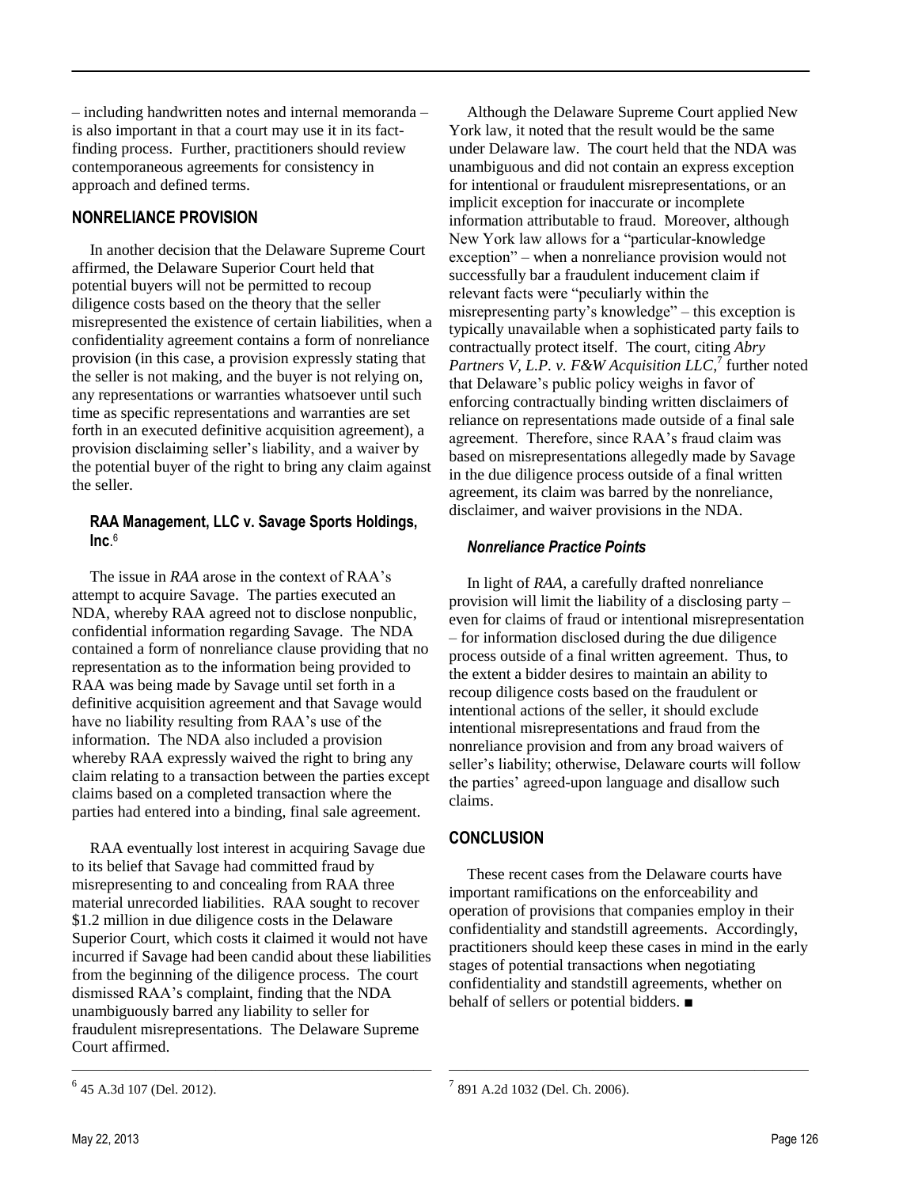– including handwritten notes and internal memoranda – is also important in that a court may use it in its fact-finding process. Further, practitioners should review contemporaneous agreements for consistency in approach and defined terms.

## NONRELIANCE PROVISION

In another decision that the Delaware Supreme Court affirmed, the Delaware Superior Court held that potential buyers will not be permitted to recoup diligence costs based on the theory that the seller misrepresented the existence of certain liabilities, when a confidentiality agreement contains a form of nonreliance provision (in this case, a provision expressly stating that the seller is not making, and the buyer is not relying on, any representations or warranties whatsoever until such time as specific representations and warranties are set forth in an executed definitive acquisition agreement), a provision disclaiming seller's liability, and a waiver by the potential buyer of the right to bring any claim against the seller.

### RAA Management, LLC v. Savage Sports Holdings, Inc.[6]

The issue in *RAA* arose in the context of RAA's attempt to acquire Savage. The parties executed an NDA, whereby RAA agreed not to disclose nonpublic, confidential information regarding Savage. The NDA contained a form of nonreliance clause providing that no representation as to the information being provided to RAA was being made by Savage until set forth in a definitive acquisition agreement and that Savage would have no liability resulting from RAA's use of the information. The NDA also included a provision whereby RAA expressly waived the right to bring any claim relating to a transaction between the parties except claims based on a completed transaction where the parties had entered into a binding, final sale agreement.

RAA eventually lost interest in acquiring Savage due to its belief that Savage had committed fraud by misrepresenting to and concealing from RAA three material unrecorded liabilities. RAA sought to recover $1.2 million in due diligence costs in the Delaware Superior Court, which costs it claimed it would not have incurred if Savage had been candid about these liabilities from the beginning of the diligence process. The court dismissed RAA's complaint, finding that the NDA unambiguously barred any liability to seller for fraudulent misrepresentations. The Delaware Supreme Court affirmed.

Although the Delaware Supreme Court applied New York law, it noted that the result would be the same under Delaware law. The court held that the NDA was unambiguous and did not contain an express exception for intentional or fraudulent misrepresentations, or an implicit exception for inaccurate or incomplete information attributable to fraud. Moreover, although New York law allows for a "particular-knowledge exception" – when a nonreliance provision would not successfully bar a fraudulent inducement claim if relevant facts were "peculiarly within the misrepresenting party's knowledge" – this exception is typically unavailable when a sophisticated party fails to contractually protect itself. The court, citing *Abry Partners V, L.P. v. F&W Acquisition LLC*,[7] further noted that Delaware's public policy weighs in favor of enforcing contractually binding written disclaimers of reliance on representations made outside of a final sale agreement. Therefore, since RAA's fraud claim was based on misrepresentations allegedly made by Savage in the due diligence process outside of a final written agreement, its claim was barred by the nonreliance, disclaimer, and waiver provisions in the NDA.

### *Nonreliance Practice Points*

In light of *RAA*, a carefully drafted nonreliance provision will limit the liability of a disclosing party – even for claims of fraud or intentional misrepresentation – for information disclosed during the due diligence process outside of a final written agreement. Thus, to the extent a bidder desires to maintain an ability to recoup diligence costs based on the fraudulent or intentional actions of the seller, it should exclude intentional misrepresentations and fraud from the nonreliance provision and from any broad waivers of seller's liability; otherwise, Delaware courts will follow the parties' agreed-upon language and disallow such claims.

## CONCLUSION

These recent cases from the Delaware courts have important ramifications on the enforceability and operation of provisions that companies employ in their confidentiality and standstill agreements. Accordingly, practitioners should keep these cases in mind in the early stages of potential transactions when negotiating confidentiality and standstill agreements, whether on behalf of sellers or potential bidders. ■

---

[6] 45 A.3d 107 (Del. 2012).

[7] 891 A.2d 1032 (Del. Ch. 2006).